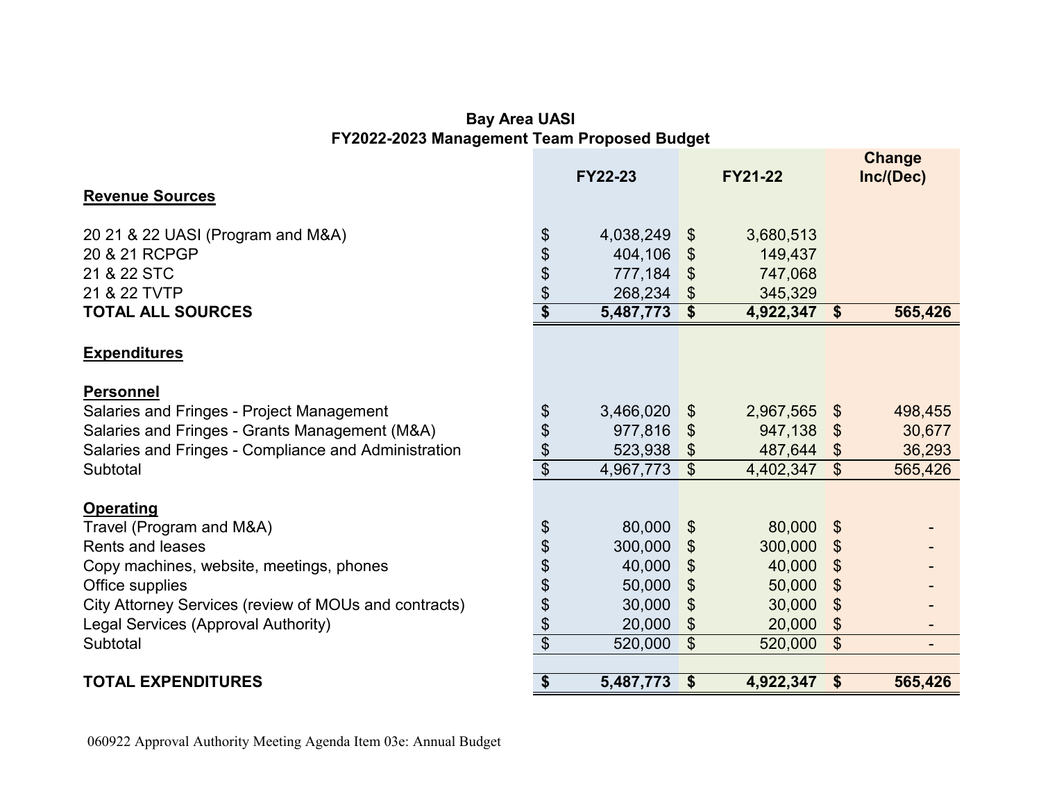**Bay Area UASI**
**FY2022-2023 Management Team Proposed Budget**

| | FY22-23 | FY21-22 | Change Inc/(Dec) |
|---|---|---|---|
| **Revenue Sources** | | | |
| 20 21 & 22 UASI (Program and M&A) | $ 4,038,249 | $ 3,680,513 | |
| 20 & 21 RCPGP | $ 404,106 | $ 149,437 | |
| 21 & 22 STC | $ 777,184 | $ 747,068 | |
| 21 & 22 TVTP | $ 268,234 | $ 345,329 | |
| **TOTAL ALL SOURCES** | **$ 5,487,773** | **$ 4,922,347** | **$ 565,426** |
| **Expenditures** | | | |
| **Personnel** | | | |
| Salaries and Fringes - Project Management | $ 3,466,020 | $ 2,967,565 | $ 498,455 |
| Salaries and Fringes - Grants Management (M&A) | $ 977,816 | $ 947,138 | $ 30,677 |
| Salaries and Fringes - Compliance and Administration | $ 523,938 | $ 487,644 | $ 36,293 |
| Subtotal | $ 4,967,773 | $ 4,402,347 | $ 565,426 |
| **Operating** | | | |
| Travel (Program and M&A) | $ 80,000 | $ 80,000 | $ - |
| Rents and leases | $ 300,000 | $ 300,000 | $ - |
| Copy machines, website, meetings, phones | $ 40,000 | $ 40,000 | $ - |
| Office supplies | $ 50,000 | $ 50,000 | $ - |
| City Attorney Services (review of MOUs and contracts) | $ 30,000 | $ 30,000 | $ - |
| Legal Services (Approval Authority) | $ 20,000 | $ 20,000 | $ - |
| Subtotal | $ 520,000 | $ 520,000 | $ - |
| **TOTAL EXPENDITURES** | **$ 5,487,773** | **$ 4,922,347** | **$ 565,426** |

060922 Approval Authority Meeting Agenda Item 03e: Annual Budget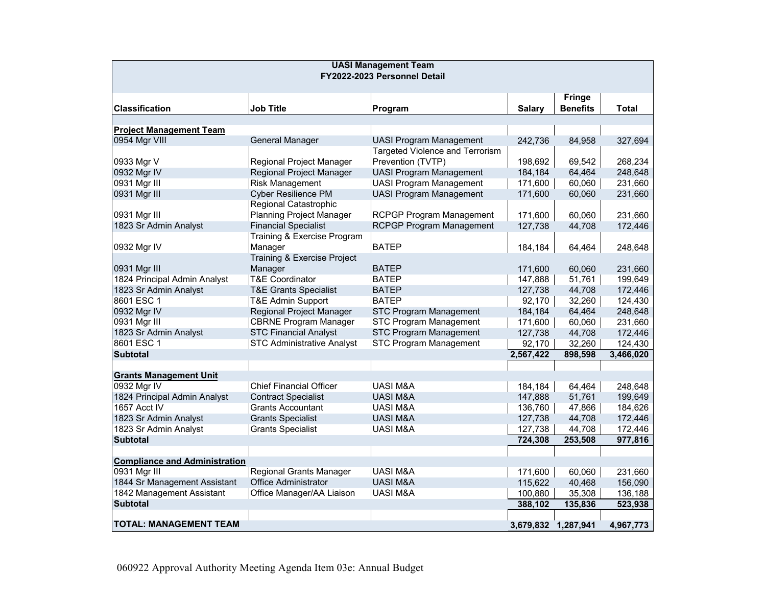**UASI Management Team**
**FY2022-2023 Personnel Detail**

| Classification | Job Title | Program | Salary | Fringe Benefits | Total |
|---|---|---|---|---|---|
| **Project Management Team** | | | | | |
| 0954 Mgr VIII | General Manager | UASI Program Management | 242,736 | 84,958 | 327,694 |
| 0933 Mgr V | Regional Project Manager | Targeted Violence and Terrorism Prevention (TVTP) | 198,692 | 69,542 | 268,234 |
| 0932 Mgr IV | Regional Project Manager | UASI Program Management | 184,184 | 64,464 | 248,648 |
| 0931 Mgr III | Risk Management | UASI Program Management | 171,600 | 60,060 | 231,660 |
| 0931 Mgr III | Cyber Resilience PM | UASI Program Management | 171,600 | 60,060 | 231,660 |
| 0931 Mgr III | Regional Catastrophic Planning Project Manager | RCPGP Program Management | 171,600 | 60,060 | 231,660 |
| 1823 Sr Admin Analyst | Financial Specialist | RCPGP Program Management | 127,738 | 44,708 | 172,446 |
| 0932 Mgr IV | Training & Exercise Program Manager | BATEP | 184,184 | 64,464 | 248,648 |
| 0931 Mgr III | Training & Exercise Project Manager | BATEP | 171,600 | 60,060 | 231,660 |
| 1824 Principal Admin Analyst | T&E Coordinator | BATEP | 147,888 | 51,761 | 199,649 |
| 1823 Sr Admin Analyst | T&E Grants Specialist | BATEP | 127,738 | 44,708 | 172,446 |
| 8601 ESC 1 | T&E Admin Support | BATEP | 92,170 | 32,260 | 124,430 |
| 0932 Mgr IV | Regional Project Manager | STC Program Management | 184,184 | 64,464 | 248,648 |
| 0931 Mgr III | CBRNE Program Manager | STC Program Management | 171,600 | 60,060 | 231,660 |
| 1823 Sr Admin Analyst | STC Financial Analyst | STC Program Management | 127,738 | 44,708 | 172,446 |
| 8601 ESC 1 | STC Administrative Analyst | STC Program Management | 92,170 | 32,260 | 124,430 |
| **Subtotal** | | | **2,567,422** | **898,598** | **3,466,020** |
| **Grants Management Unit** | | | | | |
| 0932 Mgr IV | Chief Financial Officer | UASI M&A | 184,184 | 64,464 | 248,648 |
| 1824 Principal Admin Analyst | Contract Specialist | UASI M&A | 147,888 | 51,761 | 199,649 |
| 1657 Acct IV | Grants Accountant | UASI M&A | 136,760 | 47,866 | 184,626 |
| 1823 Sr Admin Analyst | Grants Specialist | UASI M&A | 127,738 | 44,708 | 172,446 |
| 1823 Sr Admin Analyst | Grants Specialist | UASI M&A | 127,738 | 44,708 | 172,446 |
| **Subtotal** | | | **724,308** | **253,508** | **977,816** |
| **Compliance and Administration** | | | | | |
| 0931 Mgr III | Regional Grants Manager | UASI M&A | 171,600 | 60,060 | 231,660 |
| 1844 Sr Management Assistant | Office Administrator | UASI M&A | 115,622 | 40,468 | 156,090 |
| 1842 Management Assistant | Office Manager/AA Liaison | UASI M&A | 100,880 | 35,308 | 136,188 |
| **Subtotal** | | | **388,102** | **135,836** | **523,938** |
| **TOTAL: MANAGEMENT TEAM** | | | **3,679,832** | **1,287,941** | **4,967,773** |

060922 Approval Authority Meeting Agenda Item 03e: Annual Budget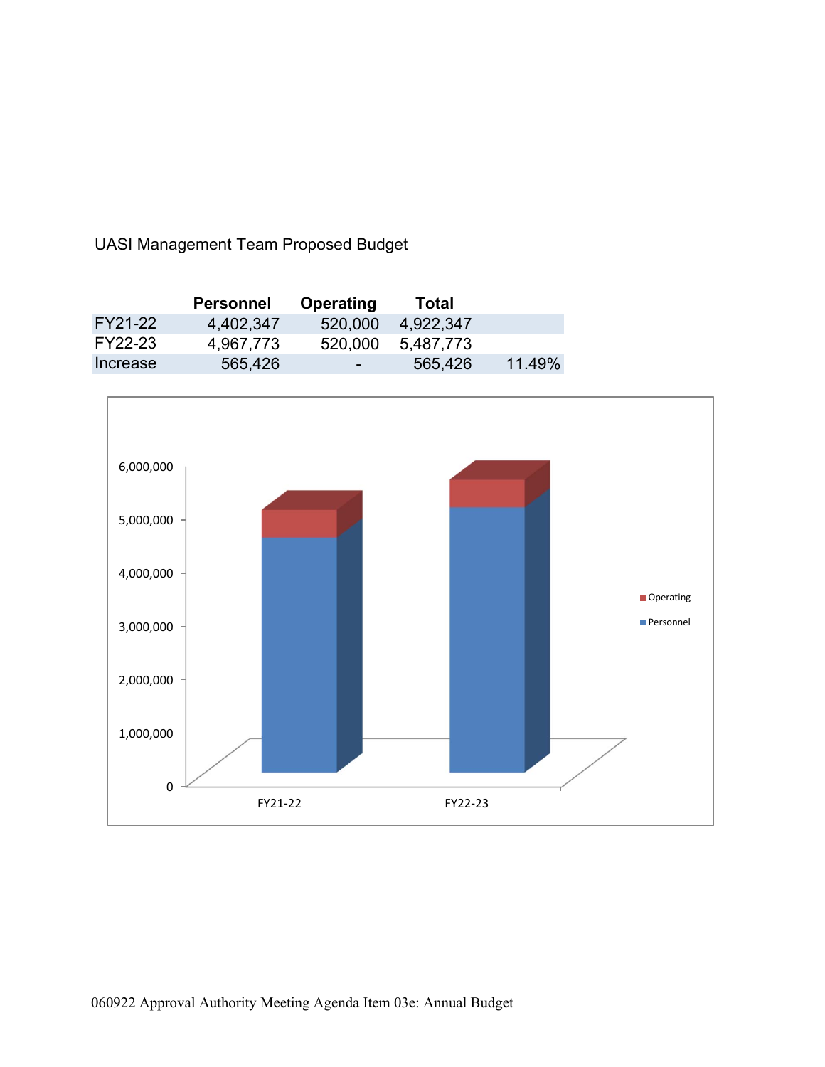UASI Management Team Proposed Budget

| | Personnel | Operating | Total | |
|---|---|---|---|---|
| FY21-22 | 4,402,347 | 520,000 | 4,922,347 | |
| FY22-23 | 4,967,773 | 520,000 | 5,487,773 | |
| Increase | 565,426 | - | 565,426 | 11.49% |

6,000,000
5,000,000
4,000,000
3,000,000
2,000,000
1,000,000
0

FY21-22
FY22-23

Operating
Personnel

060922 Approval Authority Meeting Agenda Item 03e: Annual Budget